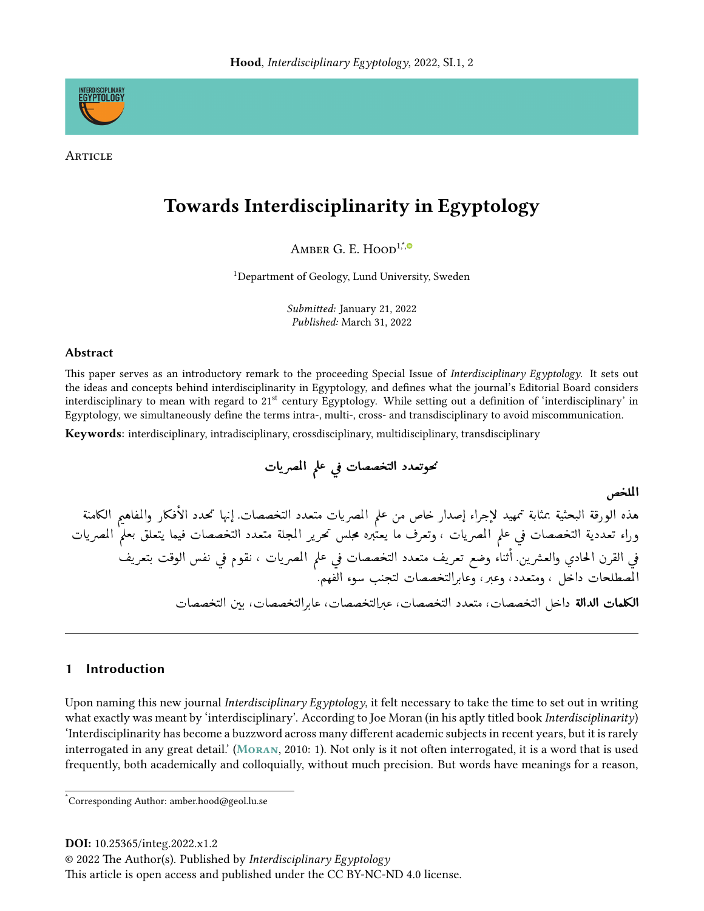Article

# Towards Interdisciplinarity in Egyptology

Amber G. E. Hood[1,*]

[1]Department of Geology, Lund University, Sweden

*Submitted:* January 21, 2022
*Published:* March 31, 2022

### Abstract

This paper serves as an introductory remark to the proceeding Special Issue of *Interdisciplinary Egyptology*. It sets out the ideas and concepts behind interdisciplinarity in Egyptology, and defines what the journal's Editorial Board considers interdisciplinary to mean with regard to 21st century Egyptology. While setting out a definition of 'interdisciplinary' in Egyptology, we simultaneously define the terms intra-, multi-, cross- and transdisciplinary to avoid miscommunication.

**Keywords**: interdisciplinary, intradisciplinary, crossdisciplinary, multidisciplinary, transdisciplinary

## نحوتعدد التخصصات في علم المصريات

### الملخص

هذه الورقة البحثية بمثابة تمهيد لإجراء إصدار خاص من علم المصريات متعدد التخصصات. إنها تحدد الأفكار والمفاهيم الكامنة وراء تعددية التخصصات في علم المصريات ، وتعرف ما يعتبره مجلس تحرير المجلة متعدد التخصصات فيما يتعلق بعلم المصريات في القرن الحادي والعشرين. أثناء وضع تعريف متعدد التخصصات في علم المصريات ، نقوم في نفس الوقت بتعريف المصطلحات داخل ، ومتعدد، وعبر، وعابرالتخصصات لتجنب سوء الفهم.

**الكلمات الدالة** داخل التخصصات، متعدد التخصصات، عبرالتخصصات، عابرالتخصصات، بين التخصصات

---

## 1 Introduction

Upon naming this new journal *Interdisciplinary Egyptology*, it felt necessary to take the time to set out in writing what exactly was meant by 'interdisciplinary'. According to Joe Moran (in his aptly titled book *Interdisciplinarity*) 'Interdisciplinarity has become a buzzword across many different academic subjects in recent years, but it is rarely interrogated in any great detail.' (Moran, 2010: 1). Not only is it not often interrogated, it is a word that is used frequently, both academically and colloquially, without much precision. But words have meanings for a reason,

*Corresponding Author: amber.hood@geol.lu.se

**DOI:** 10.25365/integ.2022.x1.2
© 2022 The Author(s). Published by *Interdisciplinary Egyptology*
This article is open access and published under the CC BY-NC-ND 4.0 license.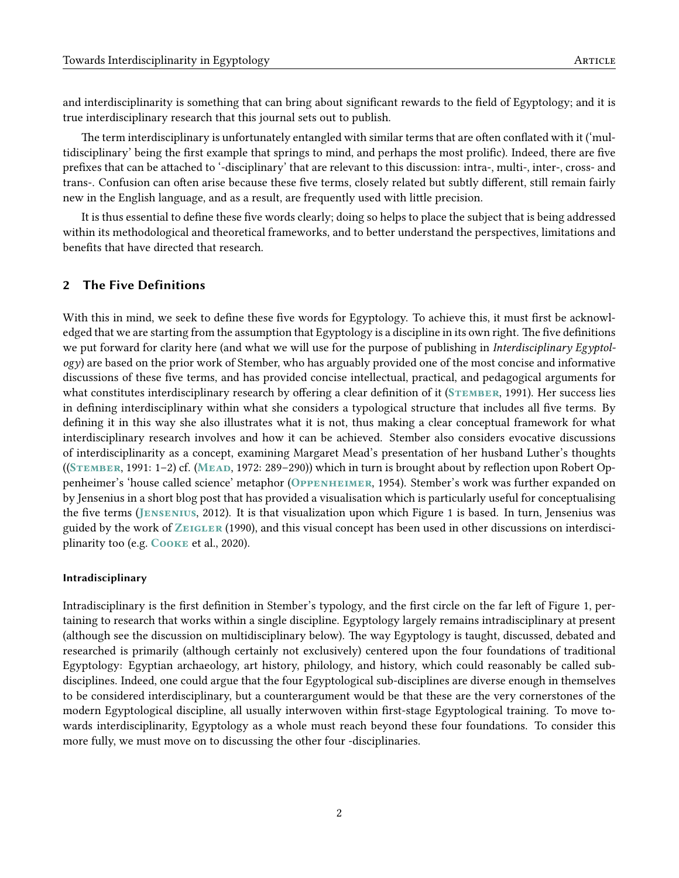and interdisciplinarity is something that can bring about significant rewards to the field of Egyptology; and it is true interdisciplinary research that this journal sets out to publish.

The term interdisciplinary is unfortunately entangled with similar terms that are often conflated with it ('multidisciplinary' being the first example that springs to mind, and perhaps the most prolific). Indeed, there are five prefixes that can be attached to '-disciplinary' that are relevant to this discussion: intra-, multi-, inter-, cross- and trans-. Confusion can often arise because these five terms, closely related but subtly different, still remain fairly new in the English language, and as a result, are frequently used with little precision.

It is thus essential to define these five words clearly; doing so helps to place the subject that is being addressed within its methodological and theoretical frameworks, and to better understand the perspectives, limitations and benefits that have directed that research.

## 2 The Five Definitions

With this in mind, we seek to define these five words for Egyptology. To achieve this, it must first be acknowledged that we are starting from the assumption that Egyptology is a discipline in its own right. The five definitions we put forward for clarity here (and what we will use for the purpose of publishing in *Interdisciplinary Egyptology*) are based on the prior work of Stember, who has arguably provided one of the most concise and informative discussions of these five terms, and has provided concise intellectual, practical, and pedagogical arguments for what constitutes interdisciplinary research by offering a clear definition of it (Stember, 1991). Her success lies in defining interdisciplinary within what she considers a typological structure that includes all five terms. By defining it in this way she also illustrates what it is not, thus making a clear conceptual framework for what interdisciplinary research involves and how it can be achieved. Stember also considers evocative discussions of interdisciplinarity as a concept, examining Margaret Mead's presentation of her husband Luther's thoughts ((Stember, 1991: 1–2) cf. (Mead, 1972: 289–290)) which in turn is brought about by reflection upon Robert Oppenheimer's 'house called science' metaphor (Oppenheimer, 1954). Stember's work was further expanded on by Jensenius in a short blog post that has provided a visualisation which is particularly useful for conceptualising the five terms (Jensenius, 2012). It is that visualization upon which Figure 1 is based. In turn, Jensenius was guided by the work of Zeigler (1990), and this visual concept has been used in other discussions on interdisciplinarity too (e.g. Cooke et al., 2020).

#### Intradisciplinary

Intradisciplinary is the first definition in Stember's typology, and the first circle on the far left of Figure 1, pertaining to research that works within a single discipline. Egyptology largely remains intradisciplinary at present (although see the discussion on multidisciplinary below). The way Egyptology is taught, discussed, debated and researched is primarily (although certainly not exclusively) centered upon the four foundations of traditional Egyptology: Egyptian archaeology, art history, philology, and history, which could reasonably be called sub-disciplines. Indeed, one could argue that the four Egyptological sub-disciplines are diverse enough in themselves to be considered interdisciplinary, but a counterargument would be that these are the very cornerstones of the modern Egyptological discipline, all usually interwoven within first-stage Egyptological training. To move towards interdisciplinarity, Egyptology as a whole must reach beyond these four foundations. To consider this more fully, we must move on to discussing the other four -disciplinaries.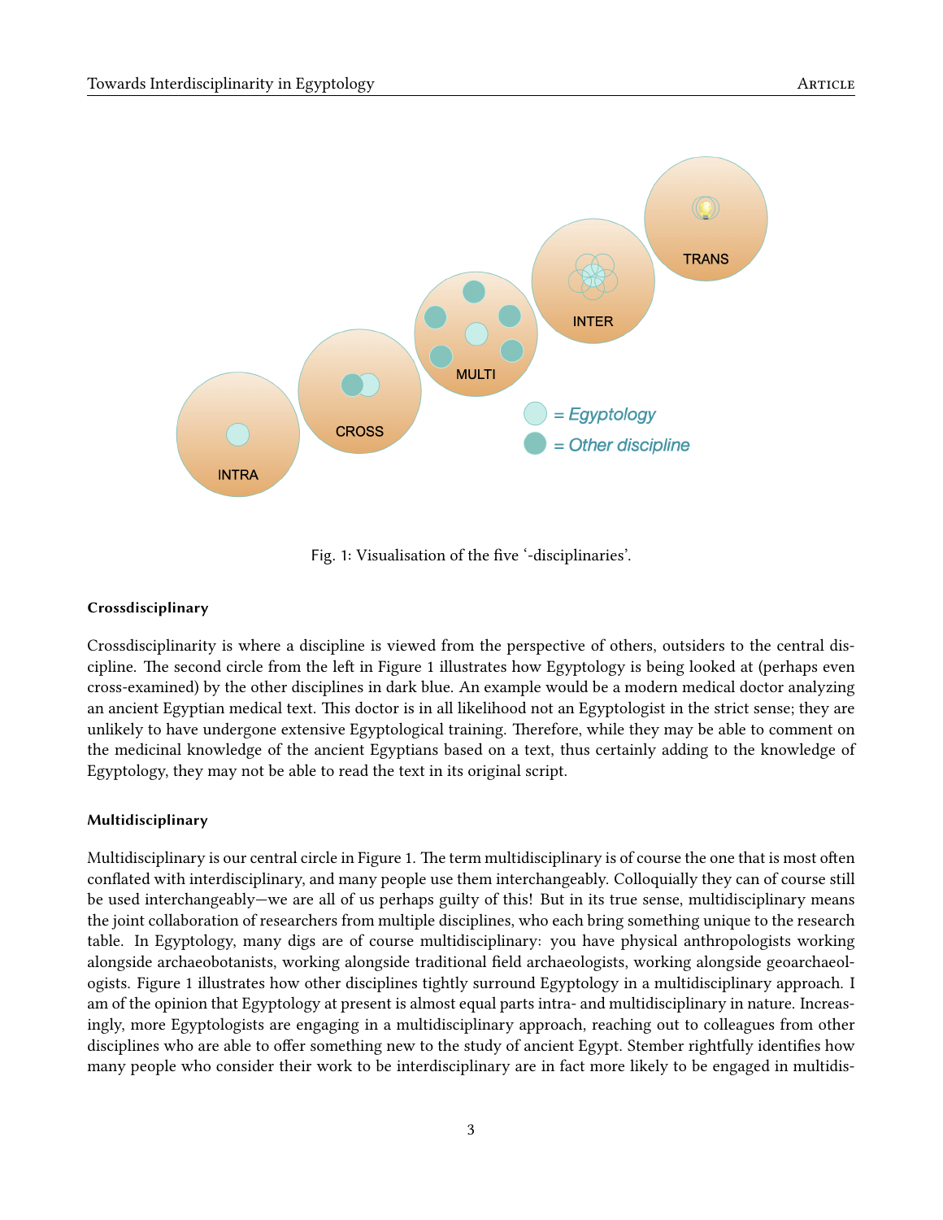Fig. 1: Visualisation of the five '-disciplinaries'.

### Crossdisciplinary

Crossdisciplinarity is where a discipline is viewed from the perspective of others, outsiders to the central discipline. The second circle from the left in Figure 1 illustrates how Egyptology is being looked at (perhaps even cross-examined) by the other disciplines in dark blue. An example would be a modern medical doctor analyzing an ancient Egyptian medical text. This doctor is in all likelihood not an Egyptologist in the strict sense; they are unlikely to have undergone extensive Egyptological training. Therefore, while they may be able to comment on the medicinal knowledge of the ancient Egyptians based on a text, thus certainly adding to the knowledge of Egyptology, they may not be able to read the text in its original script.

### Multidisciplinary

Multidisciplinary is our central circle in Figure 1. The term multidisciplinary is of course the one that is most often conflated with interdisciplinary, and many people use them interchangeably. Colloquially they can of course still be used interchangeably—we are all of us perhaps guilty of this! But in its true sense, multidisciplinary means the joint collaboration of researchers from multiple disciplines, who each bring something unique to the research table. In Egyptology, many digs are of course multidisciplinary: you have physical anthropologists working alongside archaeobotanists, working alongside traditional field archaeologists, working alongside geoarchaeologists. Figure 1 illustrates how other disciplines tightly surround Egyptology in a multidisciplinary approach. I am of the opinion that Egyptology at present is almost equal parts intra- and multidisciplinary in nature. Increasingly, more Egyptologists are engaging in a multidisciplinary approach, reaching out to colleagues from other disciplines who are able to offer something new to the study of ancient Egypt. Stember rightfully identifies how many people who consider their work to be interdisciplinary are in fact more likely to be engaged in multidis-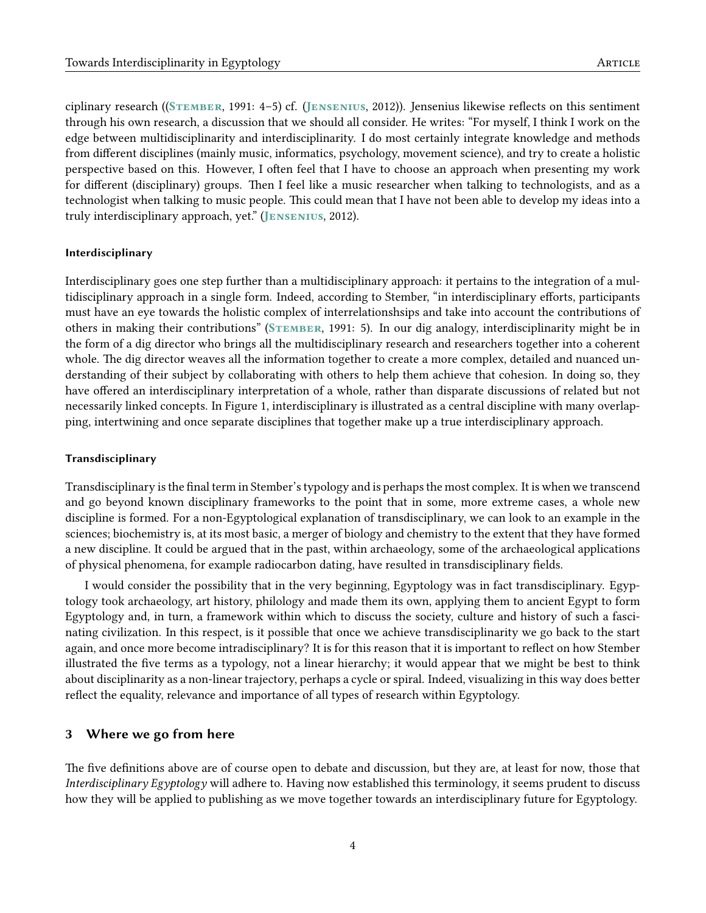ciplinary research ((Stember, 1991: 4–5) cf. (Jensenius, 2012)). Jensenius likewise reflects on this sentiment through his own research, a discussion that we should all consider. He writes: "For myself, I think I work on the edge between multidisciplinarity and interdisciplinarity. I do most certainly integrate knowledge and methods from different disciplines (mainly music, informatics, psychology, movement science), and try to create a holistic perspective based on this. However, I often feel that I have to choose an approach when presenting my work for different (disciplinary) groups. Then I feel like a music researcher when talking to technologists, and as a technologist when talking to music people. This could mean that I have not been able to develop my ideas into a truly interdisciplinary approach, yet." (Jensenius, 2012).

#### Interdisciplinary

Interdisciplinary goes one step further than a multidisciplinary approach: it pertains to the integration of a multidisciplinary approach in a single form. Indeed, according to Stember, "in interdisciplinary efforts, participants must have an eye towards the holistic complex of interrelationshsips and take into account the contributions of others in making their contributions" (Stember, 1991: 5). In our dig analogy, interdisciplinarity might be in the form of a dig director who brings all the multidisciplinary research and researchers together into a coherent whole. The dig director weaves all the information together to create a more complex, detailed and nuanced understanding of their subject by collaborating with others to help them achieve that cohesion. In doing so, they have offered an interdisciplinary interpretation of a whole, rather than disparate discussions of related but not necessarily linked concepts. In Figure 1, interdisciplinary is illustrated as a central discipline with many overlapping, intertwining and once separate disciplines that together make up a true interdisciplinary approach.

#### Transdisciplinary

Transdisciplinary is the final term in Stember's typology and is perhaps the most complex. It is when we transcend and go beyond known disciplinary frameworks to the point that in some, more extreme cases, a whole new discipline is formed. For a non-Egyptological explanation of transdisciplinary, we can look to an example in the sciences; biochemistry is, at its most basic, a merger of biology and chemistry to the extent that they have formed a new discipline. It could be argued that in the past, within archaeology, some of the archaeological applications of physical phenomena, for example radiocarbon dating, have resulted in transdisciplinary fields.

I would consider the possibility that in the very beginning, Egyptology was in fact transdisciplinary. Egyptology took archaeology, art history, philology and made them its own, applying them to ancient Egypt to form Egyptology and, in turn, a framework within which to discuss the society, culture and history of such a fascinating civilization. In this respect, is it possible that once we achieve transdisciplinarity we go back to the start again, and once more become intradisciplinary? It is for this reason that it is important to reflect on how Stember illustrated the five terms as a typology, not a linear hierarchy; it would appear that we might be best to think about disciplinarity as a non-linear trajectory, perhaps a cycle or spiral. Indeed, visualizing in this way does better reflect the equality, relevance and importance of all types of research within Egyptology.

## 3 Where we go from here

The five definitions above are of course open to debate and discussion, but they are, at least for now, those that *Interdisciplinary Egyptology* will adhere to. Having now established this terminology, it seems prudent to discuss how they will be applied to publishing as we move together towards an interdisciplinary future for Egyptology.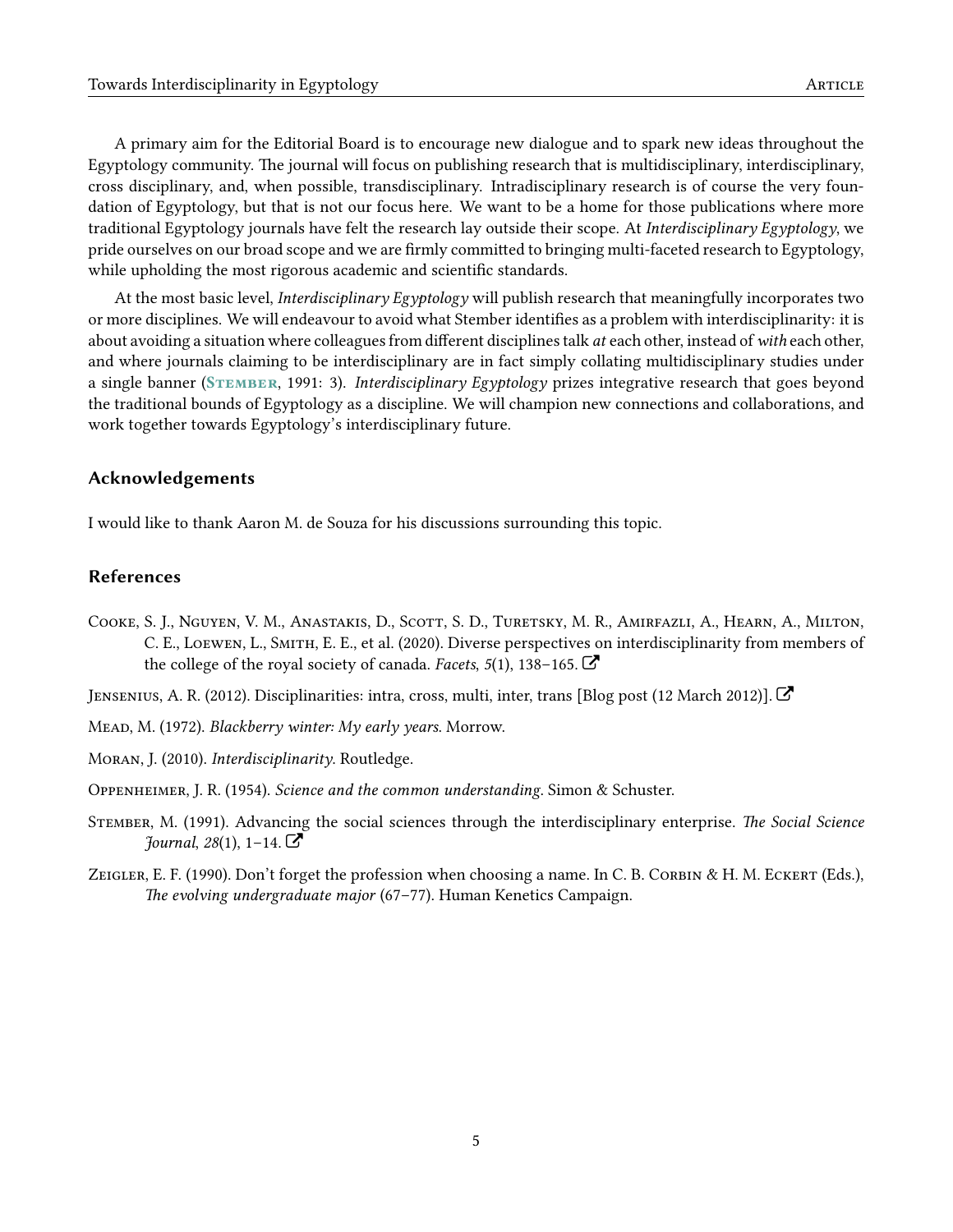A primary aim for the Editorial Board is to encourage new dialogue and to spark new ideas throughout the Egyptology community. The journal will focus on publishing research that is multidisciplinary, interdisciplinary, cross disciplinary, and, when possible, transdisciplinary. Intradisciplinary research is of course the very foundation of Egyptology, but that is not our focus here. We want to be a home for those publications where more traditional Egyptology journals have felt the research lay outside their scope. At *Interdisciplinary Egyptology*, we pride ourselves on our broad scope and we are firmly committed to bringing multi-faceted research to Egyptology, while upholding the most rigorous academic and scientific standards.

At the most basic level, *Interdisciplinary Egyptology* will publish research that meaningfully incorporates two or more disciplines. We will endeavour to avoid what Stember identifies as a problem with interdisciplinarity: it is about avoiding a situation where colleagues from different disciplines talk *at* each other, instead of *with* each other, and where journals claiming to be interdisciplinary are in fact simply collating multidisciplinary studies under a single banner (Stember, 1991: 3). *Interdisciplinary Egyptology* prizes integrative research that goes beyond the traditional bounds of Egyptology as a discipline. We will champion new connections and collaborations, and work together towards Egyptology's interdisciplinary future.

## Acknowledgements

I would like to thank Aaron M. de Souza for his discussions surrounding this topic.

## References

Cooke, S. J., Nguyen, V. M., Anastakis, D., Scott, S. D., Turetsky, M. R., Amirfazli, A., Hearn, A., Milton, C. E., Loewen, L., Smith, E. E., et al. (2020). Diverse perspectives on interdisciplinarity from members of the college of the royal society of canada. *Facets*, *5*(1), 138–165.

Jensenius, A. R. (2012). Disciplinarities: intra, cross, multi, inter, trans [Blog post (12 March 2012)].

Mead, M. (1972). *Blackberry winter: My early years*. Morrow.

Moran, J. (2010). *Interdisciplinarity*. Routledge.

Oppenheimer, J. R. (1954). *Science and the common understanding*. Simon & Schuster.

Stember, M. (1991). Advancing the social sciences through the interdisciplinary enterprise. *The Social Science Journal*, *28*(1), 1–14.

Zeigler, E. F. (1990). Don't forget the profession when choosing a name. In C. B. Corbin & H. M. Eckert (Eds.), *The evolving undergraduate major* (67–77). Human Kenetics Campaign.